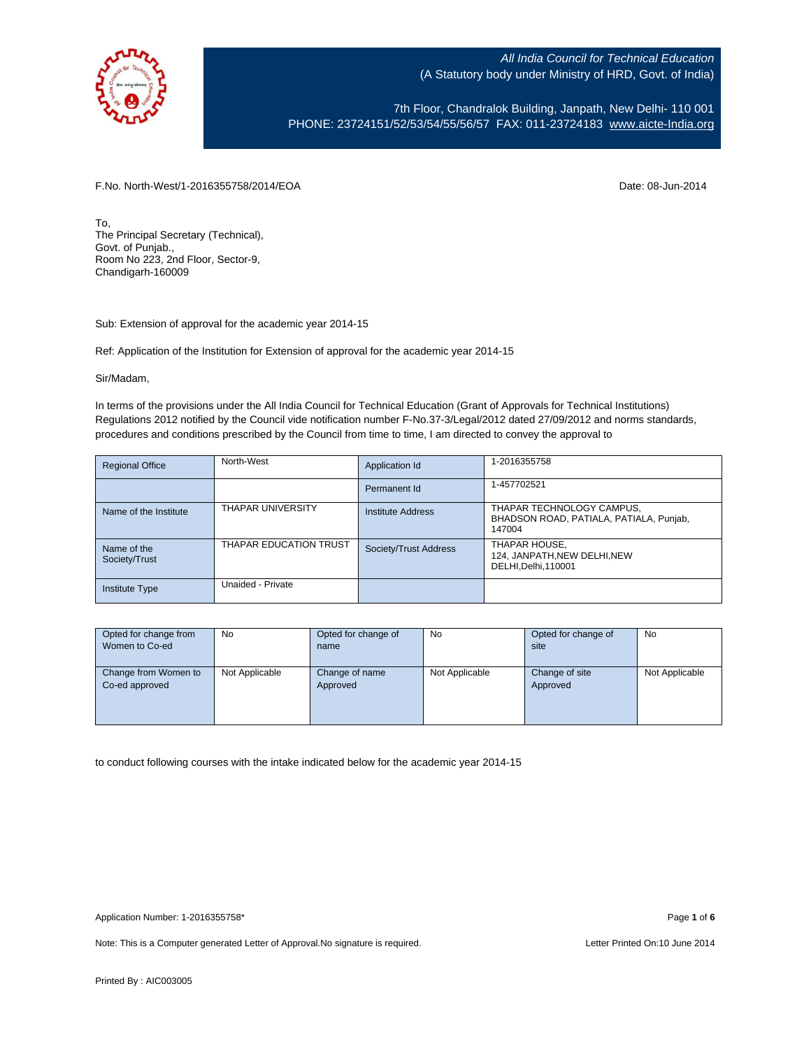*All India Council for Technical Education*
(A Statutory body under Ministry of HRD, Govt. of India)

7th Floor, Chandralok Building, Janpath, New Delhi- 110 001
PHONE: 23724151/52/53/54/55/56/57 FAX: 011-23724183 www.aicte-India.org

F.No. North-West/1-2016355758/2014/EOA

Date: 08-Jun-2014

To,
The Principal Secretary (Technical),
Govt. of Punjab.,
Room No 223, 2nd Floor, Sector-9,
Chandigarh-160009

Sub: Extension of approval for the academic year 2014-15

Ref: Application of the Institution for Extension of approval for the academic year 2014-15

Sir/Madam,

In terms of the provisions under the All India Council for Technical Education (Grant of Approvals for Technical Institutions) Regulations 2012 notified by the Council vide notification number F-No.37-3/Legal/2012 dated 27/09/2012 and norms standards, procedures and conditions prescribed by the Council from time to time, I am directed to convey the approval to

| Regional Office | North-West | Application Id | 1-2016355758 |
|---|---|---|---|
| | | Permanent Id | 1-457702521 |
| Name of the Institute | THAPAR UNIVERSITY | Institute Address | THAPAR TECHNOLOGY CAMPUS, BHADSON ROAD, PATIALA, PATIALA, Punjab, 147004 |
| Name of the Society/Trust | THAPAR EDUCATION TRUST | Society/Trust Address | THAPAR HOUSE, 124, JANPATH,NEW DELHI,NEW DELHI,Delhi,110001 |
| Institute Type | Unaided - Private | | |

| Opted for change from Women to Co-ed | No | Opted for change of name | No | Opted for change of site | No |
|---|---|---|---|---|---|
| Change from Women to Co-ed approved | Not Applicable | Change of name Approved | Not Applicable | Change of site Approved | Not Applicable |

to conduct following courses with the intake indicated below for the academic year 2014-15

Application Number: 1-2016355758*

Note: This is a Computer generated Letter of Approval.No signature is required.

Letter Printed On:10 June 2014

Printed By : AIC003005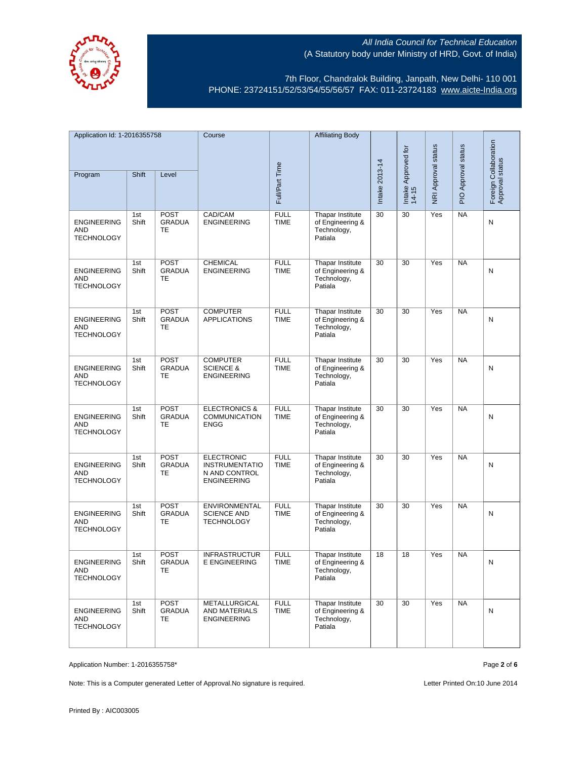All India Council for Technical Education
(A Statutory body under Ministry of HRD, Govt. of India)

7th Floor, Chandralok Building, Janpath, New Delhi- 110 001
PHONE: 23724151/52/53/54/55/56/57 FAX: 011-23724183 www.aicte-India.org

| Application Id: 1-2016355758 | | | Course | Full/Part Time | Affiliating Body | Intake 2013-14 | Intake Approved for 14-15 | NRI Approval status | PIO Approval status | Foreign Collaboration Approval status |
|---|---|---|---|---|---|---|---|---|---|---|
| Program | Shift | Level | | | | | | | | |
| ENGINEERING AND TECHNOLOGY | 1st Shift | POST GRADUATE | CAD/CAM ENGINEERING | FULL TIME | Thapar Institute of Engineering & Technology, Patiala | 30 | 30 | Yes | NA | N |
| ENGINEERING AND TECHNOLOGY | 1st Shift | POST GRADUATE | CHEMICAL ENGINEERING | FULL TIME | Thapar Institute of Engineering & Technology, Patiala | 30 | 30 | Yes | NA | N |
| ENGINEERING AND TECHNOLOGY | 1st Shift | POST GRADUATE | COMPUTER APPLICATIONS | FULL TIME | Thapar Institute of Engineering & Technology, Patiala | 30 | 30 | Yes | NA | N |
| ENGINEERING AND TECHNOLOGY | 1st Shift | POST GRADUATE | COMPUTER SCIENCE & ENGINEERING | FULL TIME | Thapar Institute of Engineering & Technology, Patiala | 30 | 30 | Yes | NA | N |
| ENGINEERING AND TECHNOLOGY | 1st Shift | POST GRADUATE | ELECTRONICS & COMMUNICATION ENGG | FULL TIME | Thapar Institute of Engineering & Technology, Patiala | 30 | 30 | Yes | NA | N |
| ENGINEERING AND TECHNOLOGY | 1st Shift | POST GRADUATE | ELECTRONIC INSTRUMENTATION AND CONTROL ENGINEERING | FULL TIME | Thapar Institute of Engineering & Technology, Patiala | 30 | 30 | Yes | NA | N |
| ENGINEERING AND TECHNOLOGY | 1st Shift | POST GRADUATE | ENVIRONMENTAL SCIENCE AND TECHNOLOGY | FULL TIME | Thapar Institute of Engineering & Technology, Patiala | 30 | 30 | Yes | NA | N |
| ENGINEERING AND TECHNOLOGY | 1st Shift | POST GRADUATE | INFRASTRUCTURE ENGINEERING | FULL TIME | Thapar Institute of Engineering & Technology, Patiala | 18 | 18 | Yes | NA | N |
| ENGINEERING AND TECHNOLOGY | 1st Shift | POST GRADUATE | METALLURGICAL AND MATERIALS ENGINEERING | FULL TIME | Thapar Institute of Engineering & Technology, Patiala | 30 | 30 | Yes | NA | N |

Application Number: 1-2016355758*

Note: This is a Computer generated Letter of Approval.No signature is required.

Letter Printed On:10 June 2014

Printed By : AIC003005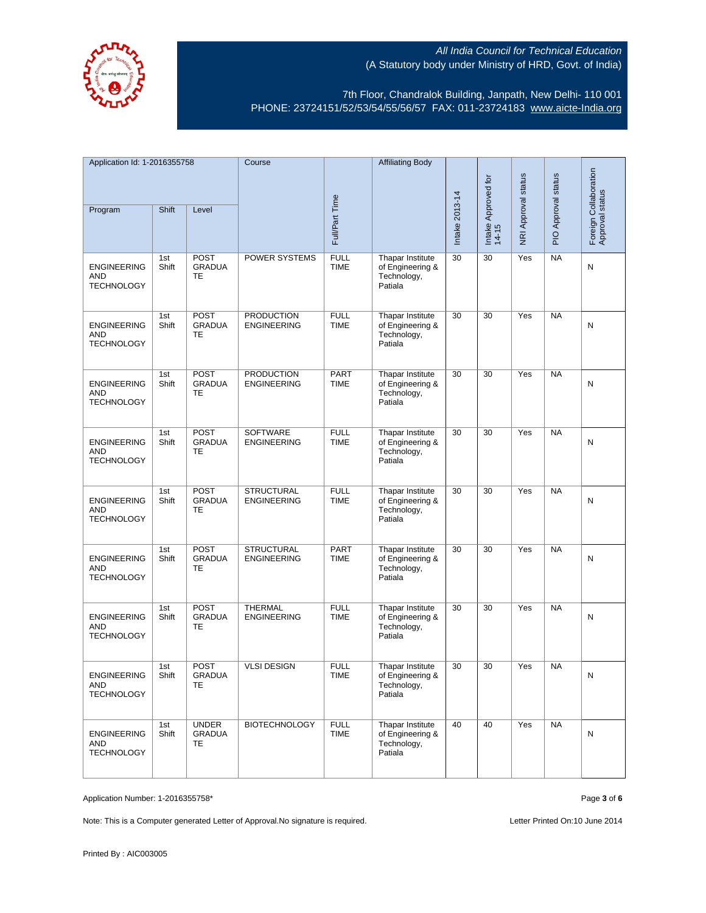All India Council for Technical Education
(A Statutory body under Ministry of HRD, Govt. of India)

7th Floor, Chandralok Building, Janpath, New Delhi- 110 001
PHONE: 23724151/52/53/54/55/56/57 FAX: 011-23724183 www.aicte-India.org

| Application Id: 1-2016355758 | | | Course | Full/Part Time | Affiliating Body | Intake 2013-14 | Intake Approved for 14-15 | NRI Approval status | PIO Approval status | Foreign Collaboration Approval status |
|---|---|---|---|---|---|---|---|---|---|---|
| Program | Shift | Level | | | | | | | | |
| ENGINEERING AND TECHNOLOGY | 1st Shift | POST GRADUATE | POWER SYSTEMS | FULL TIME | Thapar Institute of Engineering & Technology, Patiala | 30 | 30 | Yes | NA | N |
| ENGINEERING AND TECHNOLOGY | 1st Shift | POST GRADUATE | PRODUCTION ENGINEERING | FULL TIME | Thapar Institute of Engineering & Technology, Patiala | 30 | 30 | Yes | NA | N |
| ENGINEERING AND TECHNOLOGY | 1st Shift | POST GRADUATE | PRODUCTION ENGINEERING | PART TIME | Thapar Institute of Engineering & Technology, Patiala | 30 | 30 | Yes | NA | N |
| ENGINEERING AND TECHNOLOGY | 1st Shift | POST GRADUATE | SOFTWARE ENGINEERING | FULL TIME | Thapar Institute of Engineering & Technology, Patiala | 30 | 30 | Yes | NA | N |
| ENGINEERING AND TECHNOLOGY | 1st Shift | POST GRADUATE | STRUCTURAL ENGINEERING | FULL TIME | Thapar Institute of Engineering & Technology, Patiala | 30 | 30 | Yes | NA | N |
| ENGINEERING AND TECHNOLOGY | 1st Shift | POST GRADUATE | STRUCTURAL ENGINEERING | PART TIME | Thapar Institute of Engineering & Technology, Patiala | 30 | 30 | Yes | NA | N |
| ENGINEERING AND TECHNOLOGY | 1st Shift | POST GRADUATE | THERMAL ENGINEERING | FULL TIME | Thapar Institute of Engineering & Technology, Patiala | 30 | 30 | Yes | NA | N |
| ENGINEERING AND TECHNOLOGY | 1st Shift | POST GRADUATE | VLSI DESIGN | FULL TIME | Thapar Institute of Engineering & Technology, Patiala | 30 | 30 | Yes | NA | N |
| ENGINEERING AND TECHNOLOGY | 1st Shift | UNDER GRADUATE | BIOTECHNOLOGY | FULL TIME | Thapar Institute of Engineering & Technology, Patiala | 40 | 40 | Yes | NA | N |

Application Number: 1-2016355758*

Note: This is a Computer generated Letter of Approval.No signature is required.

Letter Printed On:10 June 2014

Printed By : AIC003005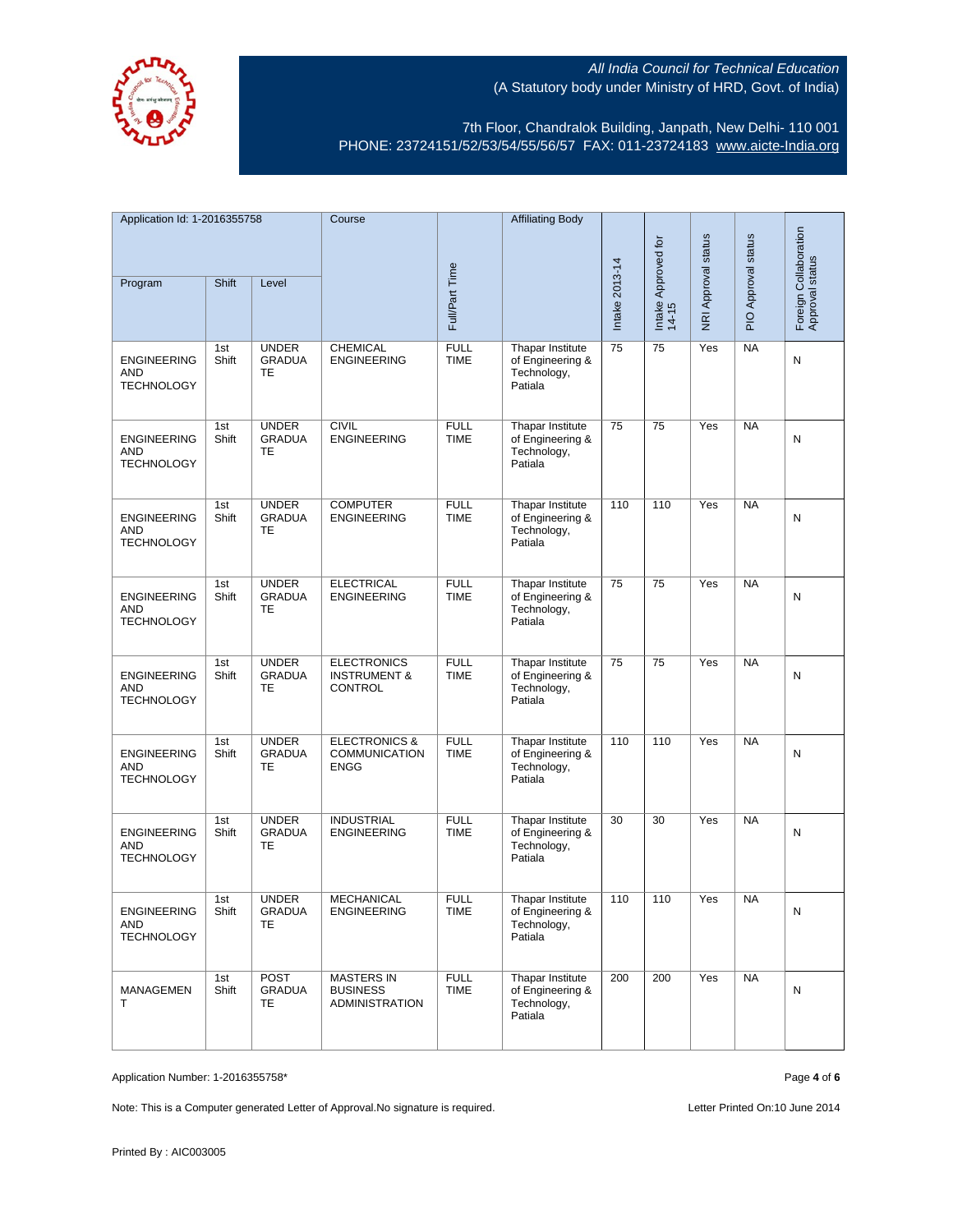All India Council for Technical Education
(A Statutory body under Ministry of HRD, Govt. of India)

7th Floor, Chandralok Building, Janpath, New Delhi- 110 001
PHONE: 23724151/52/53/54/55/56/57 FAX: 011-23724183 www.aicte-India.org

| Application Id: 1-2016355758 | | | Course | Full/Part Time | Affiliating Body | Intake 2013-14 | Intake Approved for 14-15 | NRI Approval status | PIO Approval status | Foreign Collaboration Approval status |
|---|---|---|---|---|---|---|---|---|---|---|
| Program | Shift | Level | | | | | | | | |
| ENGINEERING AND TECHNOLOGY | 1st Shift | UNDER GRADUATE | CHEMICAL ENGINEERING | FULL TIME | Thapar Institute of Engineering & Technology, Patiala | 75 | 75 | Yes | NA | N |
| ENGINEERING AND TECHNOLOGY | 1st Shift | UNDER GRADUATE | CIVIL ENGINEERING | FULL TIME | Thapar Institute of Engineering & Technology, Patiala | 75 | 75 | Yes | NA | N |
| ENGINEERING AND TECHNOLOGY | 1st Shift | UNDER GRADUATE | COMPUTER ENGINEERING | FULL TIME | Thapar Institute of Engineering & Technology, Patiala | 110 | 110 | Yes | NA | N |
| ENGINEERING AND TECHNOLOGY | 1st Shift | UNDER GRADUATE | ELECTRICAL ENGINEERING | FULL TIME | Thapar Institute of Engineering & Technology, Patiala | 75 | 75 | Yes | NA | N |
| ENGINEERING AND TECHNOLOGY | 1st Shift | UNDER GRADUATE | ELECTRONICS INSTRUMENT & CONTROL | FULL TIME | Thapar Institute of Engineering & Technology, Patiala | 75 | 75 | Yes | NA | N |
| ENGINEERING AND TECHNOLOGY | 1st Shift | UNDER GRADUATE | ELECTRONICS & COMMUNICATION ENGG | FULL TIME | Thapar Institute of Engineering & Technology, Patiala | 110 | 110 | Yes | NA | N |
| ENGINEERING AND TECHNOLOGY | 1st Shift | UNDER GRADUATE | INDUSTRIAL ENGINEERING | FULL TIME | Thapar Institute of Engineering & Technology, Patiala | 30 | 30 | Yes | NA | N |
| ENGINEERING AND TECHNOLOGY | 1st Shift | UNDER GRADUATE | MECHANICAL ENGINEERING | FULL TIME | Thapar Institute of Engineering & Technology, Patiala | 110 | 110 | Yes | NA | N |
| MANAGEMENT | 1st Shift | POST GRADUATE | MASTERS IN BUSINESS ADMINISTRATION | FULL TIME | Thapar Institute of Engineering & Technology, Patiala | 200 | 200 | Yes | NA | N |

Application Number: 1-2016355758*

Note: This is a Computer generated Letter of Approval.No signature is required.

Letter Printed On:10 June 2014

Printed By : AIC003005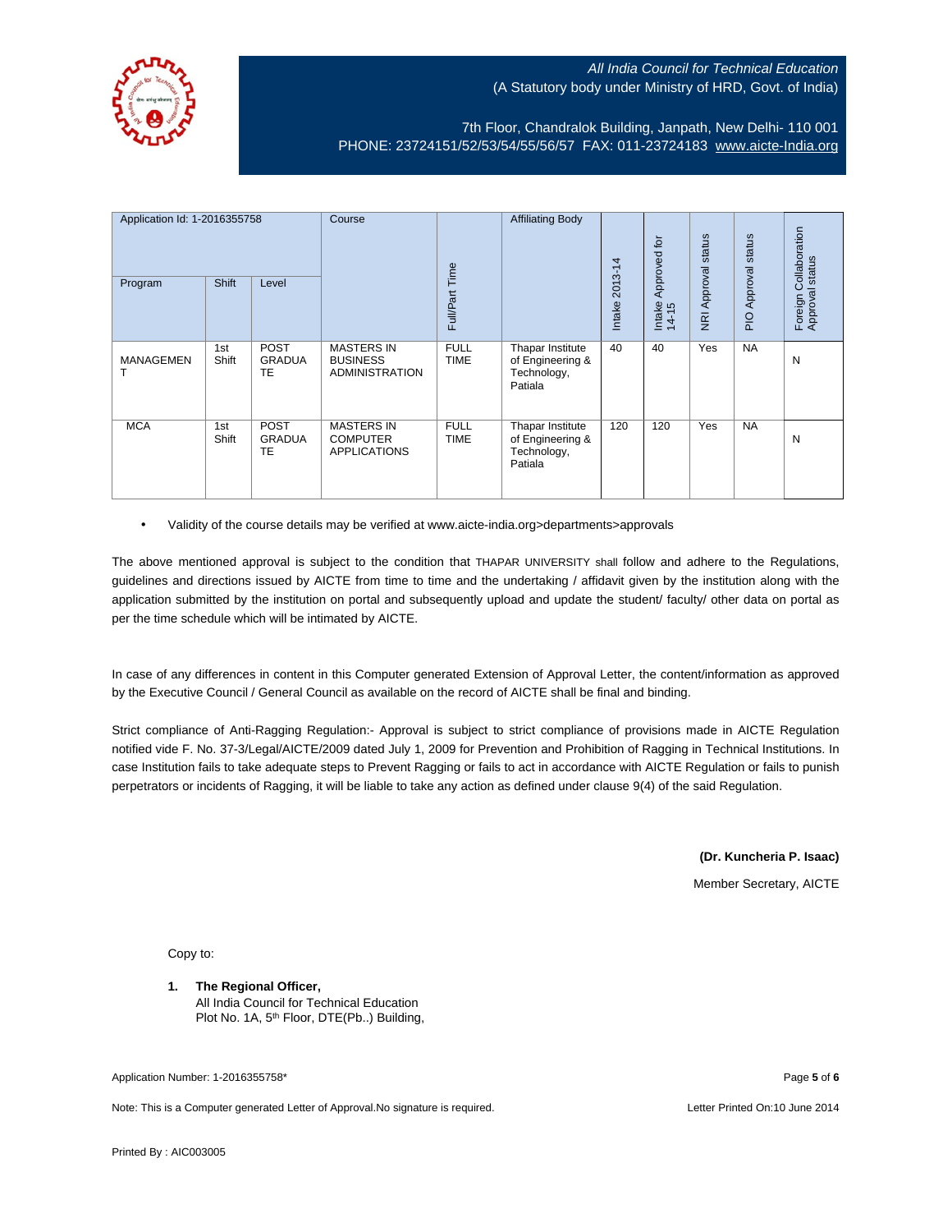*All India Council for Technical Education*
(A Statutory body under Ministry of HRD, Govt. of India)

7th Floor, Chandralok Building, Janpath, New Delhi- 110 001
PHONE: 23724151/52/53/54/55/56/57 FAX: 011-23724183 www.aicte-India.org

| Application Id: 1-2016355758 | | | Course | Full/Part Time | Affiliating Body | Intake 2013-14 | Intake Approved for 14-15 | NRI Approval status | PIO Approval status | Foreign Collaboration Approval status |
|---|---|---|---|---|---|---|---|---|---|---|
| Program | Shift | Level | | | | | | | | |
| MANAGEMENT | 1st Shift | POST GRADUATE | MASTERS IN BUSINESS ADMINISTRATION | FULL TIME | Thapar Institute of Engineering & Technology, Patiala | 40 | 40 | Yes | NA | N |
| MCA | 1st Shift | POST GRADUATE | MASTERS IN COMPUTER APPLICATIONS | FULL TIME | Thapar Institute of Engineering & Technology, Patiala | 120 | 120 | Yes | NA | N |

- Validity of the course details may be verified at www.aicte-india.org>departments>approvals

The above mentioned approval is subject to the condition that THAPAR UNIVERSITY shall follow and adhere to the Regulations, guidelines and directions issued by AICTE from time to time and the undertaking / affidavit given by the institution along with the application submitted by the institution on portal and subsequently upload and update the student/ faculty/ other data on portal as per the time schedule which will be intimated by AICTE.

In case of any differences in content in this Computer generated Extension of Approval Letter, the content/information as approved by the Executive Council / General Council as available on the record of AICTE shall be final and binding.

Strict compliance of Anti-Ragging Regulation:- Approval is subject to strict compliance of provisions made in AICTE Regulation notified vide F. No. 37-3/Legal/AICTE/2009 dated July 1, 2009 for Prevention and Prohibition of Ragging in Technical Institutions. In case Institution fails to take adequate steps to Prevent Ragging or fails to act in accordance with AICTE Regulation or fails to punish perpetrators or incidents of Ragging, it will be liable to take any action as defined under clause 9(4) of the said Regulation.

**(Dr. Kuncheria P. Isaac)**
Member Secretary, AICTE

Copy to:

1. **The Regional Officer,**
   All India Council for Technical Education
   Plot No. 1A, 5th Floor, DTE(Pb..) Building,

Application Number: 1-2016355758*

Note: This is a Computer generated Letter of Approval.No signature is required.

Letter Printed On:10 June 2014

Printed By : AIC003005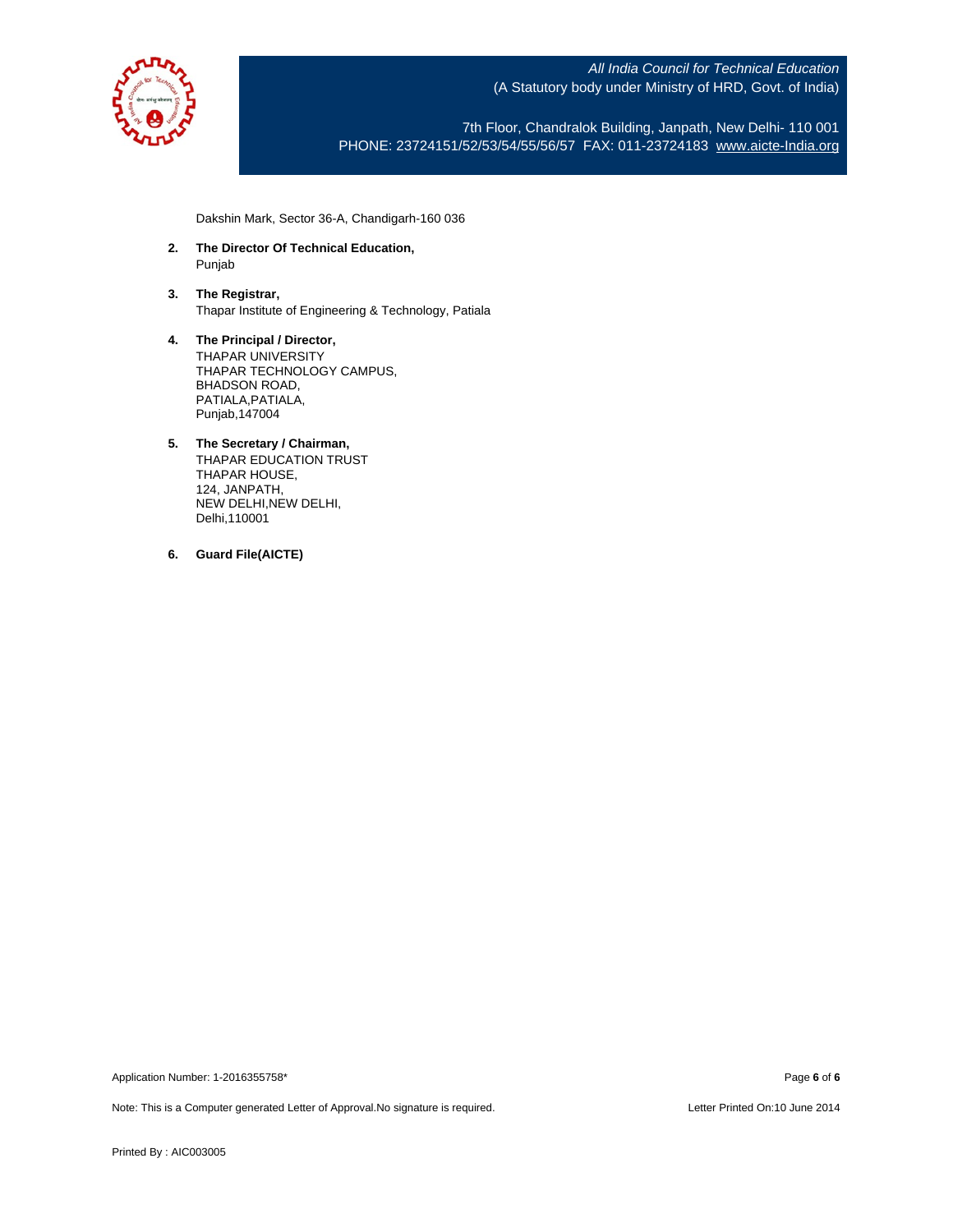Dakshin Mark, Sector 36-A, Chandigarh-160 036

2. **The Director Of Technical Education,**
   Punjab

3. **The Registrar,**
   Thapar Institute of Engineering & Technology, Patiala

4. **The Principal / Director,**
   THAPAR UNIVERSITY
   THAPAR TECHNOLOGY CAMPUS,
   BHADSON ROAD,
   PATIALA,PATIALA,
   Punjab,147004

5. **The Secretary / Chairman,**
   THAPAR EDUCATION TRUST
   THAPAR HOUSE,
   124, JANPATH,
   NEW DELHI,NEW DELHI,
   Delhi,110001

6. **Guard File(AICTE)**

Application Number: 1-2016355758*

Note: This is a Computer generated Letter of Approval.No signature is required.

Letter Printed On:10 June 2014

Printed By : AIC003005